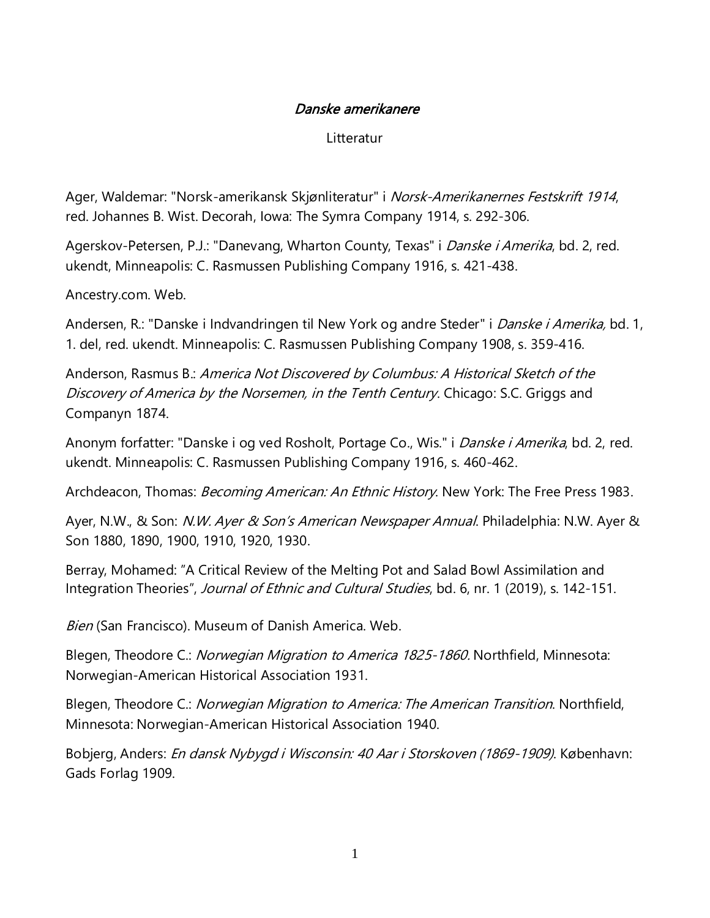# *Danske amerikanere*

Litteratur

Ager, Waldemar: "Norsk-amerikansk Skjønliteratur" i *Norsk-Amerikanernes Festskrift 1914*, red. Johannes B. Wist. Decorah, Iowa: The Symra Company 1914, s. 292-306.

Agerskov-Petersen, P.J.: "Danevang, Wharton County, Texas" i *Danske i Amerika*, bd. 2, red. ukendt, Minneapolis: C. Rasmussen Publishing Company 1916, s. 421-438.

Ancestry.com. Web.

Andersen, R.: "Danske i Indvandringen til New York og andre Steder" i *Danske i Amerika,* bd. 1, 1. del, red. ukendt. Minneapolis: C. Rasmussen Publishing Company 1908, s. 359-416.

Anderson, Rasmus B.: *America Not Discovered by Columbus: A Historical Sketch of the Discovery of America by the Norsemen, in the Tenth Century*. Chicago: S.C. Griggs and Companyn 1874.

Anonym forfatter: "Danske i og ved Rosholt, Portage Co., Wis." i *Danske i Amerika*, bd. 2, red. ukendt. Minneapolis: C. Rasmussen Publishing Company 1916, s. 460-462.

Archdeacon, Thomas: *Becoming American: An Ethnic History*. New York: The Free Press 1983.

Ayer, N.W., & Son: *N.W. Ayer & Son's American Newspaper Annual*. Philadelphia: N.W. Ayer & Son 1880, 1890, 1900, 1910, 1920, 1930.

Berray, Mohamed: "A Critical Review of the Melting Pot and Salad Bowl Assimilation and Integration Theories", *Journal of Ethnic and Cultural Studies*, bd. 6, nr. 1 (2019), s. 142-151.

*Bien* (San Francisco). Museum of Danish America. Web.

Blegen, Theodore C.: *Norwegian Migration to America 1825-1860.* Northfield, Minnesota: Norwegian-American Historical Association 1931.

Blegen, Theodore C.: *Norwegian Migration to America: The American Transition*. Northfield, Minnesota: Norwegian-American Historical Association 1940.

Bobjerg, Anders: *En dansk Nybygd i Wisconsin: 40 Aar i Storskoven (1869-1909)*. København: Gads Forlag 1909.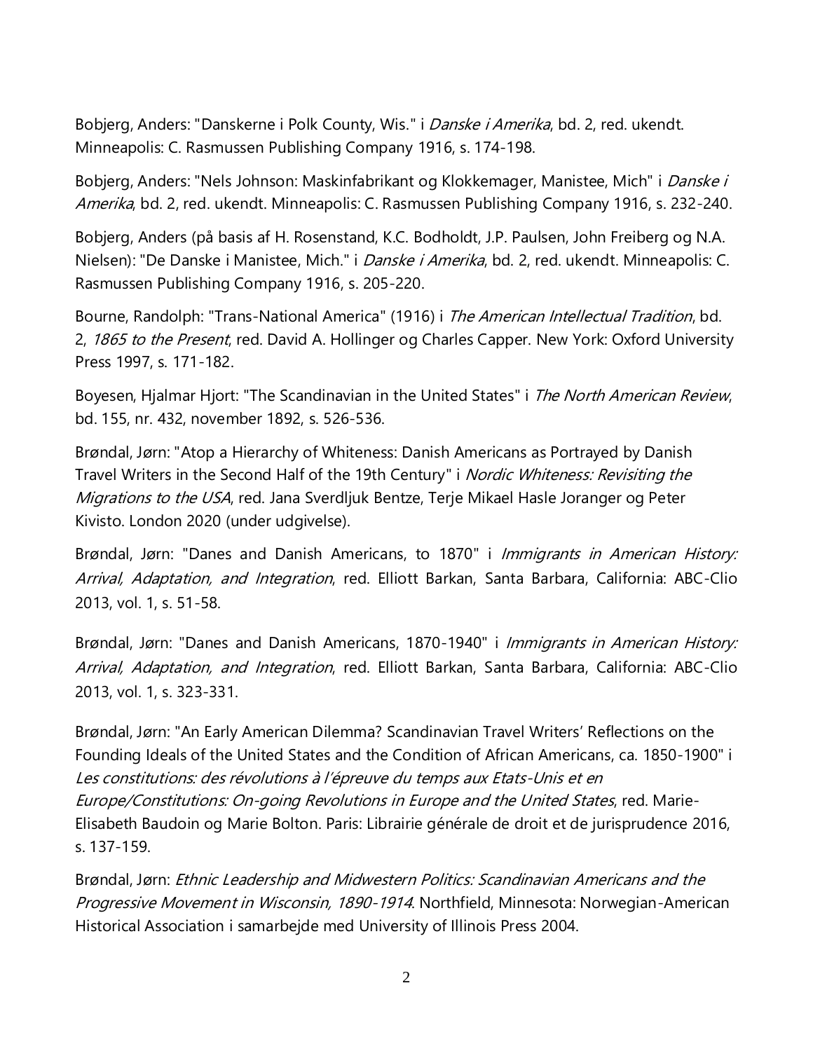Bobjerg, Anders: "Danskerne i Polk County, Wis." i *Danske i Amerika*, bd. 2, red. ukendt. Minneapolis: C. Rasmussen Publishing Company 1916, s. 174-198.

Bobjerg, Anders: "Nels Johnson: Maskinfabrikant og Klokkemager, Manistee, Mich" i *Danske i Amerika*, bd. 2, red. ukendt. Minneapolis: C. Rasmussen Publishing Company 1916, s. 232-240.

Bobjerg, Anders (på basis af H. Rosenstand, K.C. Bodholdt, J.P. Paulsen, John Freiberg og N.A. Nielsen): "De Danske i Manistee, Mich." i *Danske i Amerika*, bd. 2, red. ukendt. Minneapolis: C. Rasmussen Publishing Company 1916, s. 205-220.

Bourne, Randolph: "Trans-National America" (1916) i *The American Intellectual Tradition*, bd. 2, *1865 to the Present*, red. David A. Hollinger og Charles Capper. New York: Oxford University Press 1997, s. 171-182.

Boyesen, Hjalmar Hjort: "The Scandinavian in the United States" i *The North American Review*, bd. 155, nr. 432, november 1892, s. 526-536.

Brøndal, Jørn: "Atop a Hierarchy of Whiteness: Danish Americans as Portrayed by Danish Travel Writers in the Second Half of the 19th Century" i *Nordic Whiteness: Revisiting the Migrations to the USA*, red. Jana Sverdljuk Bentze, Terje Mikael Hasle Joranger og Peter Kivisto. London 2020 (under udgivelse).

Brøndal, Jørn: "Danes and Danish Americans, to 1870" i *Immigrants in American History: Arrival, Adaptation, and Integration*, red. Elliott Barkan, Santa Barbara, California: ABC-Clio 2013, vol. 1, s. 51-58.

Brøndal, Jørn: "Danes and Danish Americans, 1870-1940" i *Immigrants in American History: Arrival, Adaptation, and Integration*, red. Elliott Barkan, Santa Barbara, California: ABC-Clio 2013, vol. 1, s. 323-331.

Brøndal, Jørn: "An Early American Dilemma? Scandinavian Travel Writers' Reflections on the Founding Ideals of the United States and the Condition of African Americans, ca. 1850-1900" i *Les constitutions: des révolutions à l'épreuve du temps aux Etats-Unis et en Europe/Constitutions: On-going Revolutions in Europe and the United States*, red. Marie-Elisabeth Baudoin og Marie Bolton. Paris: Librairie générale de droit et de jurisprudence 2016, s. 137-159.

Brøndal, Jørn: *Ethnic Leadership and Midwestern Politics: Scandinavian Americans and the Progressive Movement in Wisconsin, 1890-1914*. Northfield, Minnesota: Norwegian-American Historical Association i samarbejde med University of Illinois Press 2004.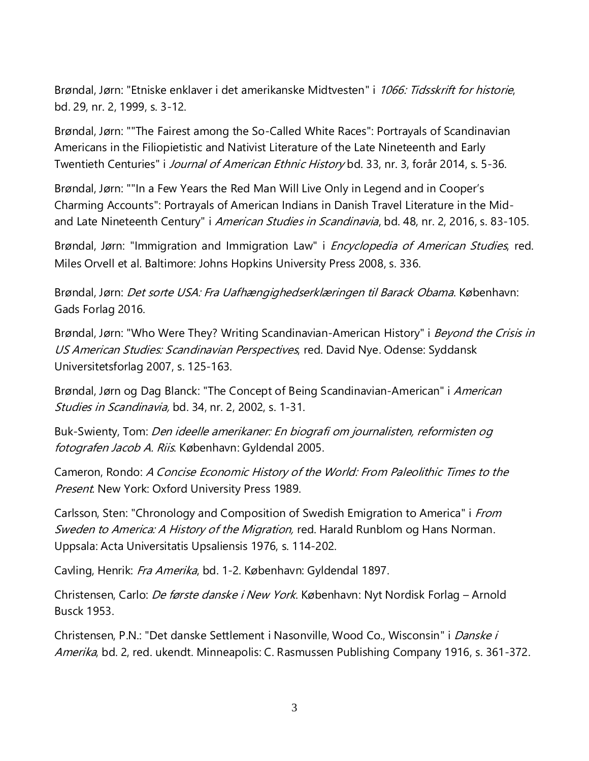Brøndal, Jørn: "Etniske enklaver i det amerikanske Midtvesten" i *1066: Tidsskrift for historie*, bd. 29, nr. 2, 1999, s. 3-12.

Brøndal, Jørn: ""The Fairest among the So-Called White Races": Portrayals of Scandinavian Americans in the Filiopietistic and Nativist Literature of the Late Nineteenth and Early Twentieth Centuries" i *Journal of American Ethnic History* bd. 33, nr. 3, forår 2014, s. 5-36.

Brøndal, Jørn: ""In a Few Years the Red Man Will Live Only in Legend and in Cooper's Charming Accounts": Portrayals of American Indians in Danish Travel Literature in the Mid- and Late Nineteenth Century" i *American Studies in Scandinavia*, bd. 48, nr. 2, 2016, s. 83-105.

Brøndal, Jørn: "Immigration and Immigration Law" i *Encyclopedia of American Studies*, red. Miles Orvell et al. Baltimore: Johns Hopkins University Press 2008, s. 336.

Brøndal, Jørn: *Det sorte USA: Fra Uafhængighedserklæringen til Barack Obama*. København: Gads Forlag 2016.

Brøndal, Jørn: "Who Were They? Writing Scandinavian-American History" i *Beyond the Crisis in US American Studies: Scandinavian Perspectives*, red. David Nye. Odense: Syddansk Universitetsforlag 2007, s. 125-163.

Brøndal, Jørn og Dag Blanck: "The Concept of Being Scandinavian-American" i *American Studies in Scandinavia,* bd. 34, nr. 2, 2002, s. 1-31.

Buk-Swienty, Tom: *Den ideelle amerikaner: En biografi om journalisten, reformisten og fotografen Jacob A. Riis*. København: Gyldendal 2005.

Cameron, Rondo: *A Concise Economic History of the World: From Paleolithic Times to the Present*. New York: Oxford University Press 1989.

Carlsson, Sten: "Chronology and Composition of Swedish Emigration to America" i *From Sweden to America: A History of the Migration,* red. Harald Runblom og Hans Norman. Uppsala: Acta Universitatis Upsaliensis 1976, s. 114-202.

Cavling, Henrik: *Fra Amerika*, bd. 1-2. København: Gyldendal 1897.

Christensen, Carlo: *De første danske i New York*. København: Nyt Nordisk Forlag – Arnold Busck 1953.

Christensen, P.N.: "Det danske Settlement i Nasonville, Wood Co., Wisconsin" i *Danske i Amerika*, bd. 2, red. ukendt. Minneapolis: C. Rasmussen Publishing Company 1916, s. 361-372.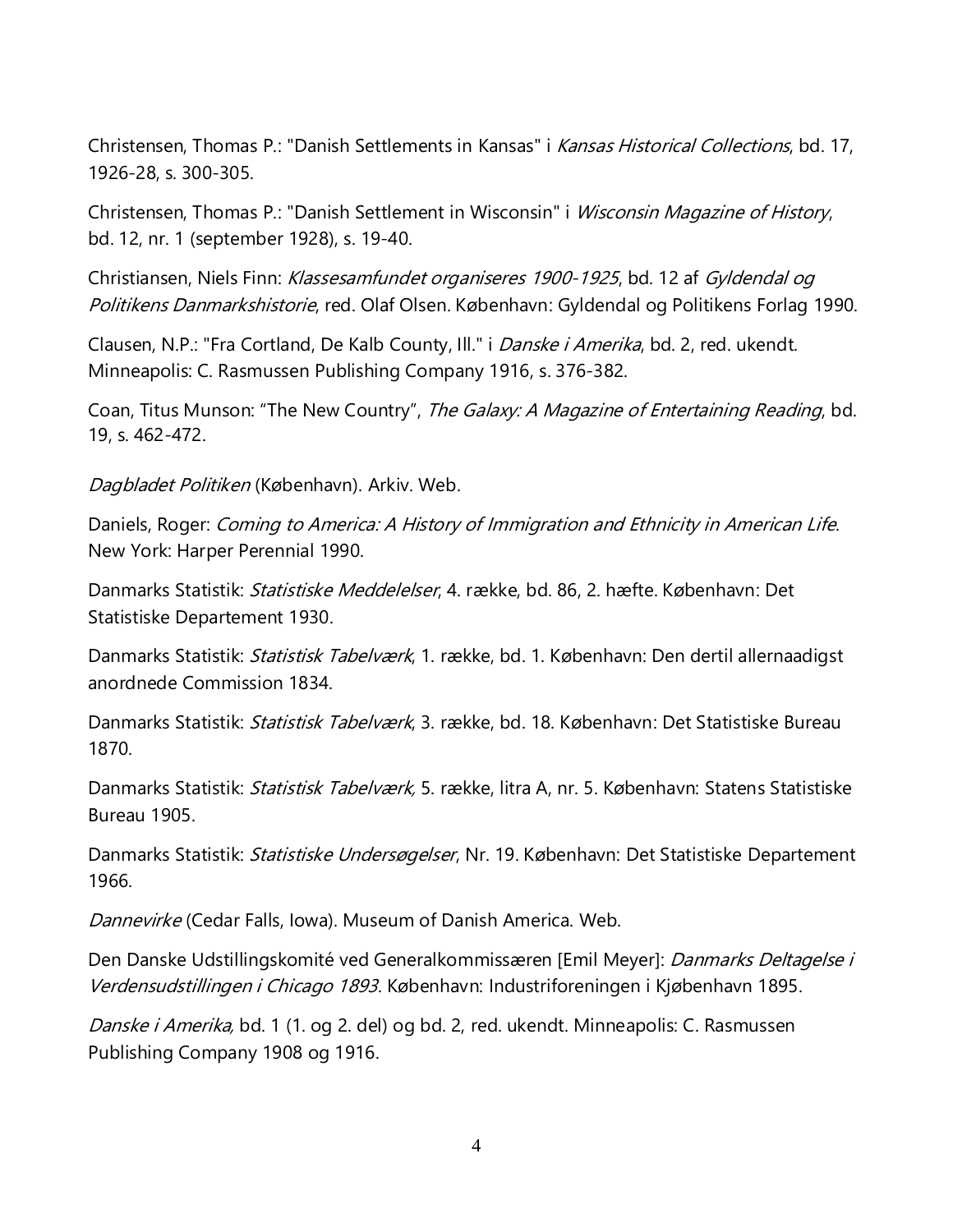Christensen, Thomas P.: "Danish Settlements in Kansas" i *Kansas Historical Collections*, bd. 17, 1926-28, s. 300-305.

Christensen, Thomas P.: "Danish Settlement in Wisconsin" i *Wisconsin Magazine of History*, bd. 12, nr. 1 (september 1928), s. 19-40.

Christiansen, Niels Finn: *Klassesamfundet organiseres 1900-1925*, bd. 12 af *Gyldendal og Politikens Danmarkshistorie*, red. Olaf Olsen. København: Gyldendal og Politikens Forlag 1990.

Clausen, N.P.: "Fra Cortland, De Kalb County, Ill." i *Danske i Amerika*, bd. 2, red. ukendt. Minneapolis: C. Rasmussen Publishing Company 1916, s. 376-382.

Coan, Titus Munson: "The New Country", *The Galaxy: A Magazine of Entertaining Reading*, bd. 19, s. 462-472.

*Dagbladet Politiken* (København). Arkiv. Web.

Daniels, Roger: *Coming to America: A History of Immigration and Ethnicity in American Life*. New York: Harper Perennial 1990.

Danmarks Statistik: *Statistiske Meddelelser*, 4. række, bd. 86, 2. hæfte. København: Det Statistiske Departement 1930.

Danmarks Statistik: *Statistisk Tabelværk*, 1. række, bd. 1. København: Den dertil allernaadigst anordnede Commission 1834.

Danmarks Statistik: *Statistisk Tabelværk*, 3. række, bd. 18. København: Det Statistiske Bureau 1870.

Danmarks Statistik: *Statistisk Tabelværk,* 5. række, litra A, nr. 5. København: Statens Statistiske Bureau 1905.

Danmarks Statistik: *Statistiske Undersøgelser*, Nr. 19. København: Det Statistiske Departement 1966.

*Dannevirke* (Cedar Falls, Iowa). Museum of Danish America. Web.

Den Danske Udstillingskomité ved Generalkommissæren [Emil Meyer]: *Danmarks Deltagelse i Verdensudstillingen i Chicago 1893*. København: Industriforeningen i Kjøbenhavn 1895.

*Danske i Amerika,* bd. 1 (1. og 2. del) og bd. 2, red. ukendt. Minneapolis: C. Rasmussen Publishing Company 1908 og 1916.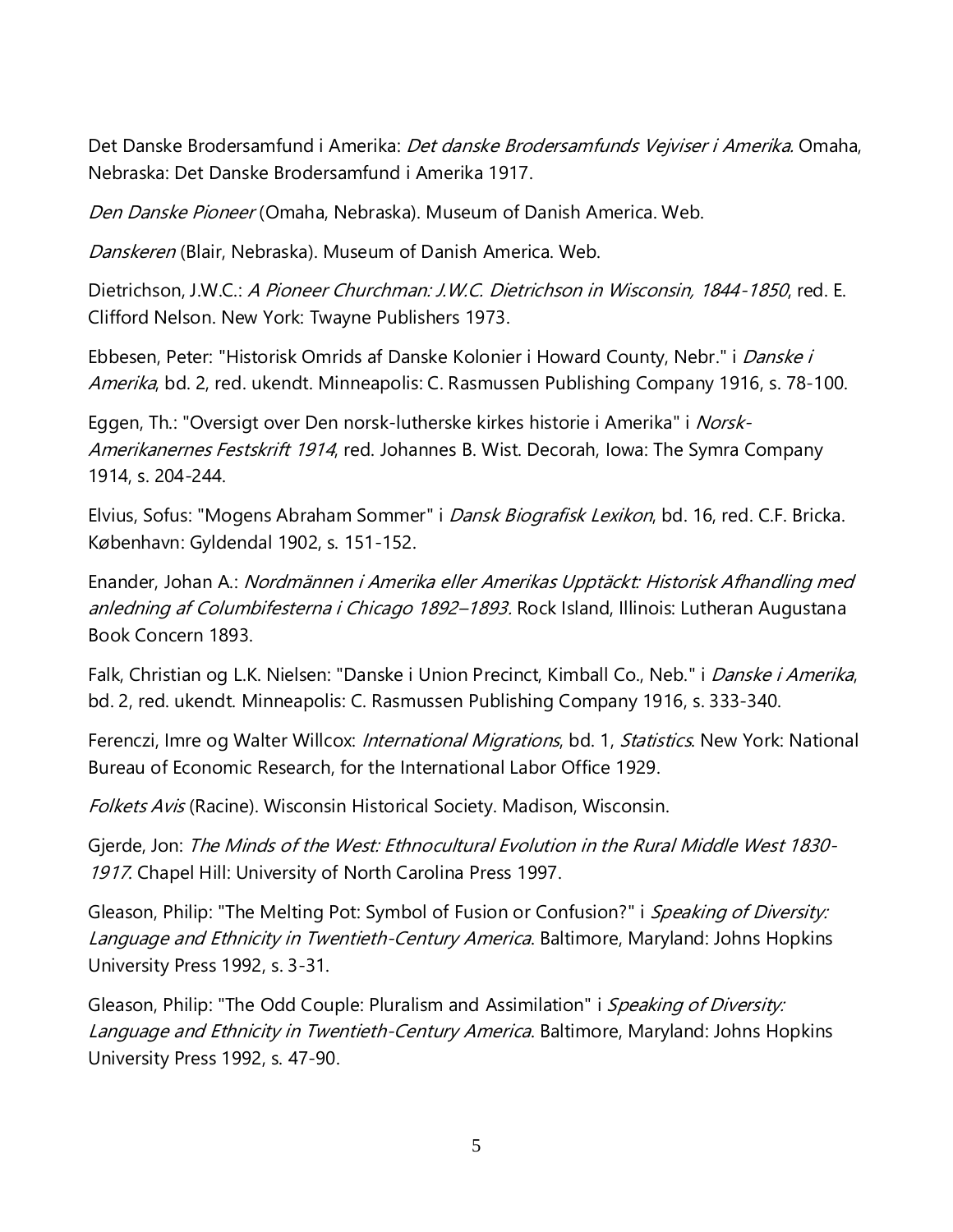Det Danske Brodersamfund i Amerika: *Det danske Brodersamfunds Vejviser i Amerika.* Omaha, Nebraska: Det Danske Brodersamfund i Amerika 1917.

*Den Danske Pioneer* (Omaha, Nebraska). Museum of Danish America. Web.

*Danskeren* (Blair, Nebraska). Museum of Danish America. Web.

Dietrichson, J.W.C.: *A Pioneer Churchman: J.W.C. Dietrichson in Wisconsin, 1844-1850*, red. E. Clifford Nelson. New York: Twayne Publishers 1973.

Ebbesen, Peter: "Historisk Omrids af Danske Kolonier i Howard County, Nebr." i *Danske i Amerika*, bd. 2, red. ukendt. Minneapolis: C. Rasmussen Publishing Company 1916, s. 78-100.

Eggen, Th.: "Oversigt over Den norsk-lutherske kirkes historie i Amerika" i *Norsk-Amerikanernes Festskrift 1914*, red. Johannes B. Wist. Decorah, Iowa: The Symra Company 1914, s. 204-244.

Elvius, Sofus: "Mogens Abraham Sommer" i *Dansk Biografisk Lexikon*, bd. 16, red. C.F. Bricka. København: Gyldendal 1902, s. 151-152.

Enander, Johan A.: *Nordmännen i Amerika eller Amerikas Upptäckt: Historisk Afhandling med anledning af Columbifesterna i Chicago 1892–1893.* Rock Island, Illinois: Lutheran Augustana Book Concern 1893.

Falk, Christian og L.K. Nielsen: "Danske i Union Precinct, Kimball Co., Neb." i *Danske i Amerika*, bd. 2, red. ukendt. Minneapolis: C. Rasmussen Publishing Company 1916, s. 333-340.

Ferenczi, Imre og Walter Willcox: *International Migrations*, bd. 1, *Statistics*. New York: National Bureau of Economic Research, for the International Labor Office 1929.

*Folkets Avis* (Racine). Wisconsin Historical Society. Madison, Wisconsin.

Gjerde, Jon: *The Minds of the West: Ethnocultural Evolution in the Rural Middle West 1830-1917*. Chapel Hill: University of North Carolina Press 1997.

Gleason, Philip: "The Melting Pot: Symbol of Fusion or Confusion?" i *Speaking of Diversity: Language and Ethnicity in Twentieth-Century America*. Baltimore, Maryland: Johns Hopkins University Press 1992, s. 3-31.

Gleason, Philip: "The Odd Couple: Pluralism and Assimilation" i *Speaking of Diversity: Language and Ethnicity in Twentieth-Century America*. Baltimore, Maryland: Johns Hopkins University Press 1992, s. 47-90.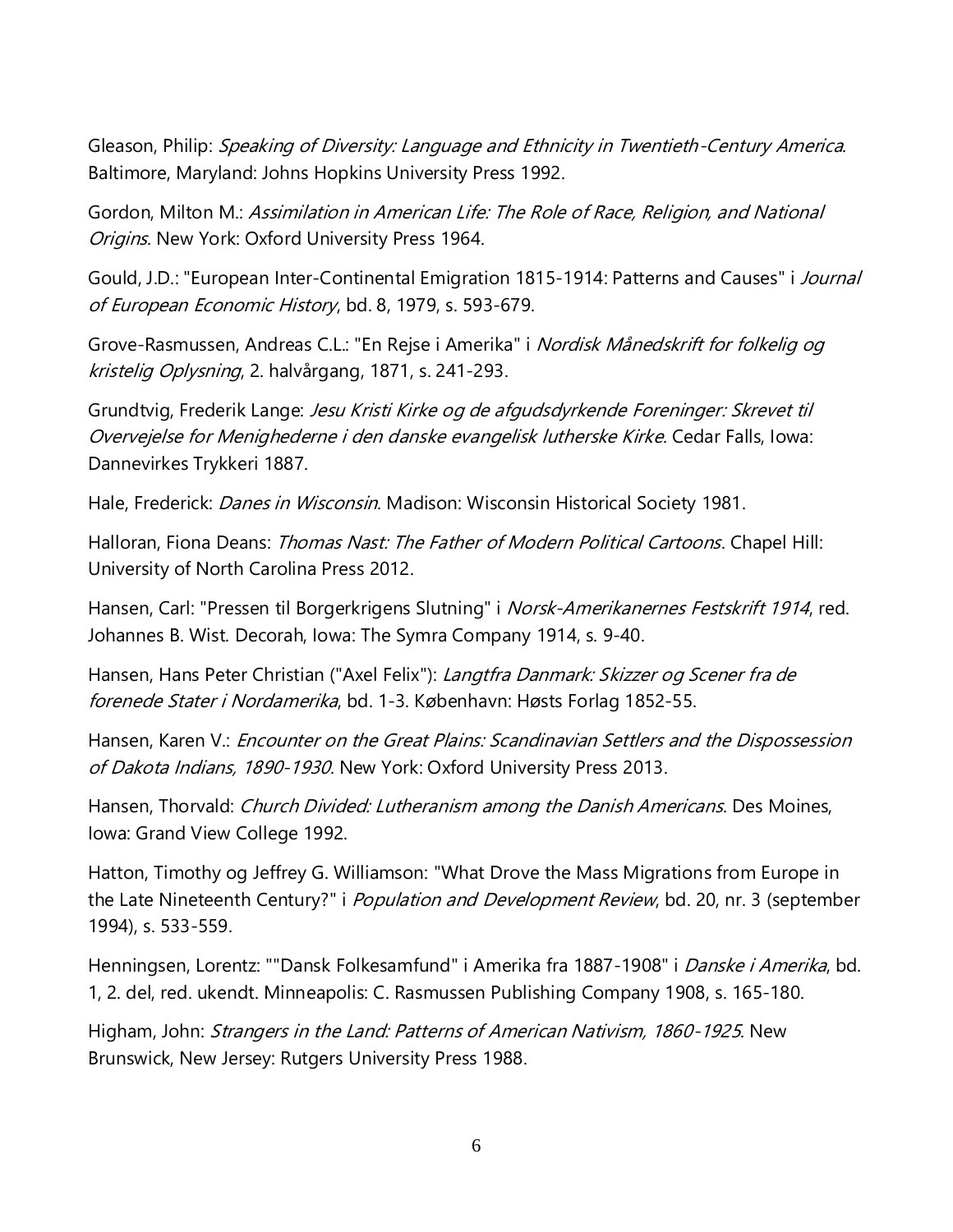Gleason, Philip: *Speaking of Diversity: Language and Ethnicity in Twentieth-Century America*. Baltimore, Maryland: Johns Hopkins University Press 1992.

Gordon, Milton M.: *Assimilation in American Life: The Role of Race, Religion, and National Origins*. New York: Oxford University Press 1964.

Gould, J.D.: "European Inter-Continental Emigration 1815-1914: Patterns and Causes" i *Journal of European Economic History*, bd. 8, 1979, s. 593-679.

Grove-Rasmussen, Andreas C.L.: "En Rejse i Amerika" i *Nordisk Månedskrift for folkelig og kristelig Oplysning*, 2. halvårgang, 1871, s. 241-293.

Grundtvig, Frederik Lange: *Jesu Kristi Kirke og de afgudsdyrkende Foreninger: Skrevet til Overvejelse for Menighederne i den danske evangelisk lutherske Kirke*. Cedar Falls, Iowa: Dannevirkes Trykkeri 1887.

Hale, Frederick: *Danes in Wisconsin*. Madison: Wisconsin Historical Society 1981.

Halloran, Fiona Deans: *Thomas Nast: The Father of Modern Political Cartoons*. Chapel Hill: University of North Carolina Press 2012.

Hansen, Carl: "Pressen til Borgerkrigens Slutning" i *Norsk-Amerikanernes Festskrift 1914*, red. Johannes B. Wist. Decorah, Iowa: The Symra Company 1914, s. 9-40.

Hansen, Hans Peter Christian ("Axel Felix"): *Langtfra Danmark: Skizzer og Scener fra de forenede Stater i Nordamerika*, bd. 1-3. København: Høsts Forlag 1852-55.

Hansen, Karen V.: *Encounter on the Great Plains: Scandinavian Settlers and the Dispossession of Dakota Indians, 1890-1930*. New York: Oxford University Press 2013.

Hansen, Thorvald: *Church Divided: Lutheranism among the Danish Americans*. Des Moines, Iowa: Grand View College 1992.

Hatton, Timothy og Jeffrey G. Williamson: "What Drove the Mass Migrations from Europe in the Late Nineteenth Century?" i *Population and Development Review*, bd. 20, nr. 3 (september 1994), s. 533-559.

Henningsen, Lorentz: ""Dansk Folkesamfund" i Amerika fra 1887-1908" i *Danske i Amerika*, bd. 1, 2. del, red. ukendt. Minneapolis: C. Rasmussen Publishing Company 1908, s. 165-180.

Higham, John: *Strangers in the Land: Patterns of American Nativism, 1860-1925*. New Brunswick, New Jersey: Rutgers University Press 1988.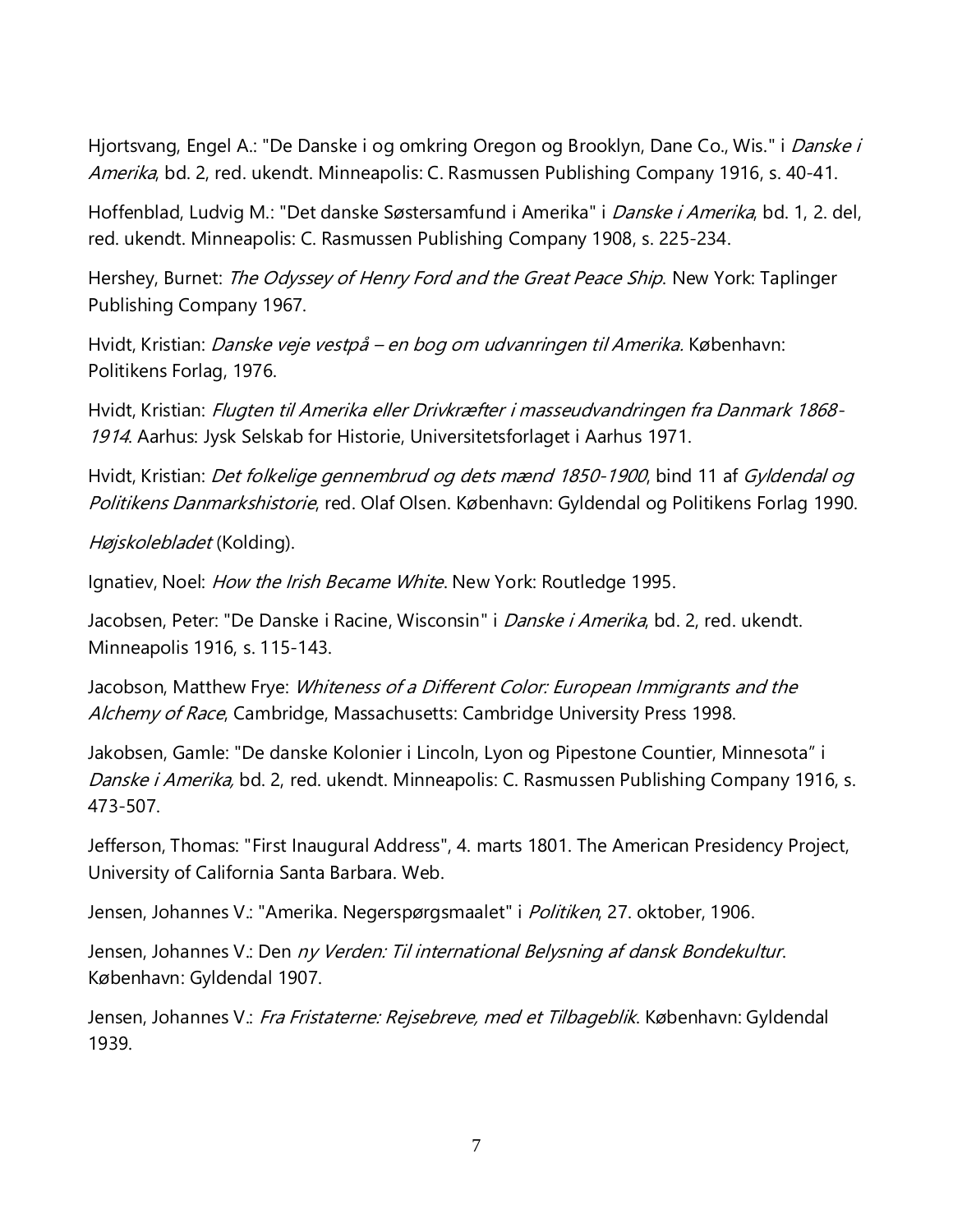Hjortsvang, Engel A.: "De Danske i og omkring Oregon og Brooklyn, Dane Co., Wis." i *Danske i Amerika*, bd. 2, red. ukendt. Minneapolis: C. Rasmussen Publishing Company 1916, s. 40-41.

Hoffenblad, Ludvig M.: "Det danske Søstersamfund i Amerika" i *Danske i Amerika*, bd. 1, 2. del, red. ukendt. Minneapolis: C. Rasmussen Publishing Company 1908, s. 225-234.

Hershey, Burnet: *The Odyssey of Henry Ford and the Great Peace Ship*. New York: Taplinger Publishing Company 1967.

Hvidt, Kristian: *Danske veje vestpå – en bog om udvanringen til Amerika.* København: Politikens Forlag, 1976.

Hvidt, Kristian: *Flugten til Amerika eller Drivkræfter i masseudvandringen fra Danmark 1868-1914*. Aarhus: Jysk Selskab for Historie, Universitetsforlaget i Aarhus 1971.

Hvidt, Kristian: *Det folkelige gennembrud og dets mænd 1850-1900*, bind 11 af *Gyldendal og Politikens Danmarkshistorie*, red. Olaf Olsen. København: Gyldendal og Politikens Forlag 1990.

*Højskolebladet* (Kolding).

Ignatiev, Noel: *How the Irish Became White*. New York: Routledge 1995.

Jacobsen, Peter: "De Danske i Racine, Wisconsin" i *Danske i Amerika*, bd. 2, red. ukendt. Minneapolis 1916, s. 115-143.

Jacobson, Matthew Frye: *Whiteness of a Different Color: European Immigrants and the Alchemy of Race*, Cambridge, Massachusetts: Cambridge University Press 1998.

Jakobsen, Gamle: "De danske Kolonier i Lincoln, Lyon og Pipestone Countier, Minnesota" i *Danske i Amerika,* bd. 2, red. ukendt. Minneapolis: C. Rasmussen Publishing Company 1916, s. 473-507.

Jefferson, Thomas: "First Inaugural Address", 4. marts 1801. The American Presidency Project, University of California Santa Barbara. Web.

Jensen, Johannes V.: "Amerika. Negerspørgsmaalet" i *Politiken*, 27. oktober, 1906.

Jensen, Johannes V.: Den *ny Verden: Til international Belysning af dansk Bondekultur*. København: Gyldendal 1907.

Jensen, Johannes V.: *Fra Fristaterne: Rejsebreve, med et Tilbageblik*. København: Gyldendal 1939.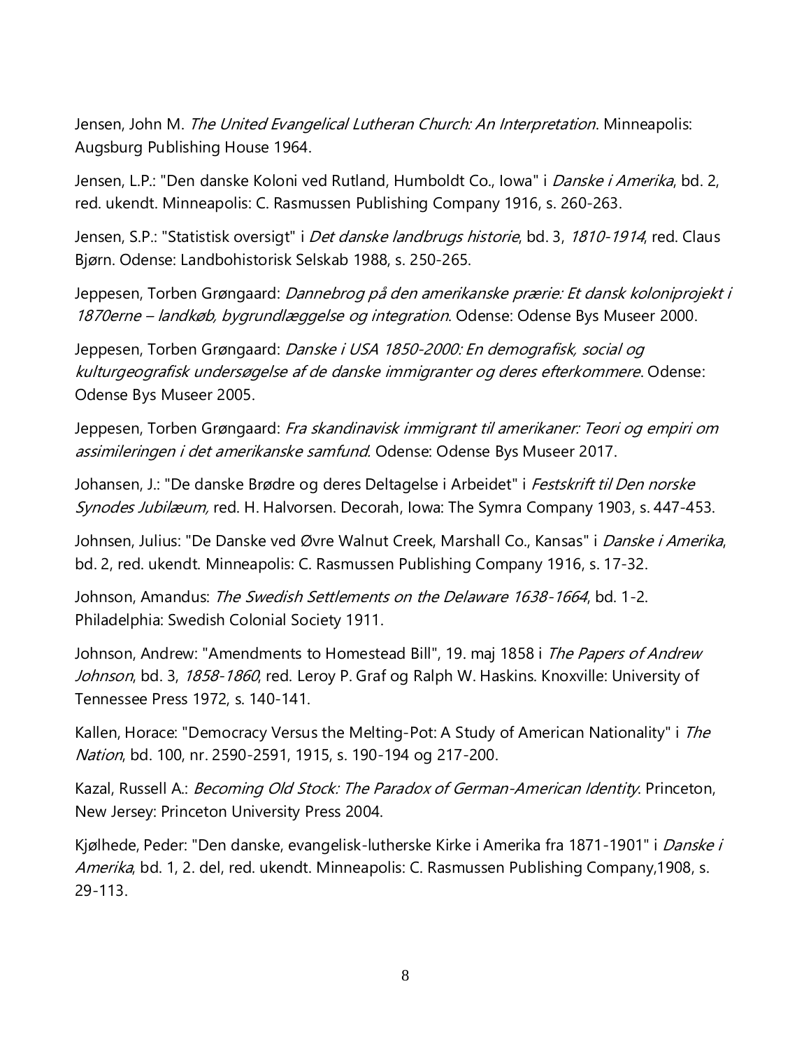Jensen, John M. *The United Evangelical Lutheran Church: An Interpretation*. Minneapolis: Augsburg Publishing House 1964.

Jensen, L.P.: "Den danske Koloni ved Rutland, Humboldt Co., Iowa" i *Danske i Amerika*, bd. 2, red. ukendt. Minneapolis: C. Rasmussen Publishing Company 1916, s. 260-263.

Jensen, S.P.: "Statistisk oversigt" i *Det danske landbrugs historie*, bd. 3, *1810-1914*, red. Claus Bjørn. Odense: Landbohistorisk Selskab 1988, s. 250-265.

Jeppesen, Torben Grøngaard: *Dannebrog på den amerikanske prærie: Et dansk koloniprojekt i 1870erne – landkøb, bygrundlæggelse og integration*. Odense: Odense Bys Museer 2000.

Jeppesen, Torben Grøngaard: *Danske i USA 1850-2000: En demografisk, social og kulturgeografisk undersøgelse af de danske immigranter og deres efterkommere*. Odense: Odense Bys Museer 2005.

Jeppesen, Torben Grøngaard: *Fra skandinavisk immigrant til amerikaner: Teori og empiri om assimileringen i det amerikanske samfund.* Odense: Odense Bys Museer 2017.

Johansen, J.: "De danske Brødre og deres Deltagelse i Arbeidet" i *Festskrift til Den norske Synodes Jubilæum,* red. H. Halvorsen. Decorah, Iowa: The Symra Company 1903, s. 447-453.

Johnsen, Julius: "De Danske ved Øvre Walnut Creek, Marshall Co., Kansas" i *Danske i Amerika*, bd. 2, red. ukendt. Minneapolis: C. Rasmussen Publishing Company 1916, s. 17-32.

Johnson, Amandus: *The Swedish Settlements on the Delaware 1638-1664*, bd. 1-2. Philadelphia: Swedish Colonial Society 1911.

Johnson, Andrew: "Amendments to Homestead Bill", 19. maj 1858 i *The Papers of Andrew Johnson*, bd. 3, *1858-1860*, red. Leroy P. Graf og Ralph W. Haskins. Knoxville: University of Tennessee Press 1972, s. 140-141.

Kallen, Horace: "Democracy Versus the Melting-Pot: A Study of American Nationality" i *The Nation*, bd. 100, nr. 2590-2591, 1915, s. 190-194 og 217-200.

Kazal, Russell A.: *Becoming Old Stock: The Paradox of German-American Identity*. Princeton, New Jersey: Princeton University Press 2004.

Kjølhede, Peder: "Den danske, evangelisk-lutherske Kirke i Amerika fra 1871-1901" i *Danske i Amerika*, bd. 1, 2. del, red. ukendt. Minneapolis: C. Rasmussen Publishing Company,1908, s. 29-113.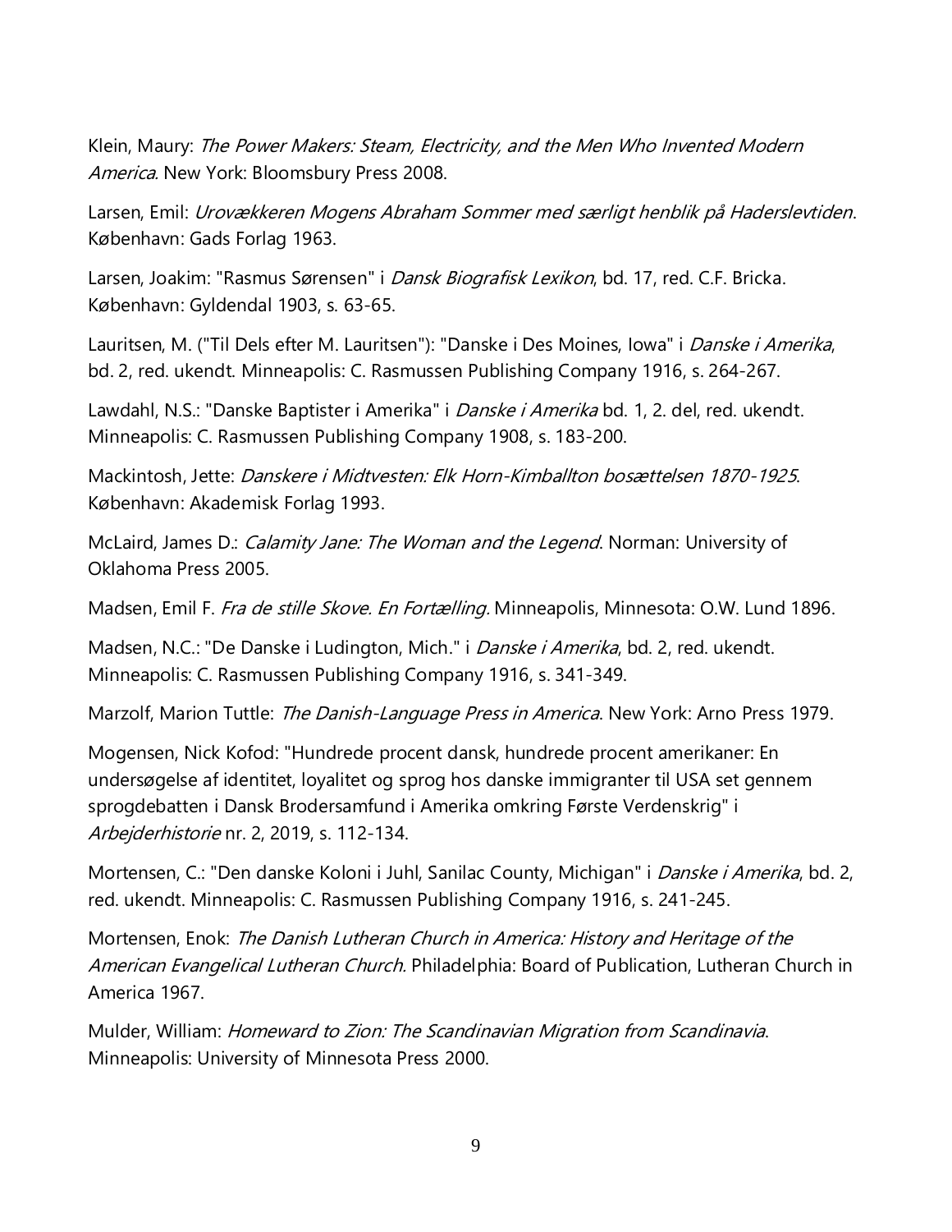Klein, Maury: *The Power Makers: Steam, Electricity, and the Men Who Invented Modern America*. New York: Bloomsbury Press 2008.

Larsen, Emil: *Urovækkeren Mogens Abraham Sommer med særligt henblik på Haderslevtiden*. København: Gads Forlag 1963.

Larsen, Joakim: "Rasmus Sørensen" i *Dansk Biografisk Lexikon*, bd. 17, red. C.F. Bricka. København: Gyldendal 1903, s. 63-65.

Lauritsen, M. ("Til Dels efter M. Lauritsen"): "Danske i Des Moines, Iowa" i *Danske i Amerika*, bd. 2, red. ukendt. Minneapolis: C. Rasmussen Publishing Company 1916, s. 264-267.

Lawdahl, N.S.: "Danske Baptister i Amerika" i *Danske i Amerika* bd. 1, 2. del, red. ukendt. Minneapolis: C. Rasmussen Publishing Company 1908, s. 183-200.

Mackintosh, Jette: *Danskere i Midtvesten: Elk Horn-Kimballton bosættelsen 1870-1925*. København: Akademisk Forlag 1993.

McLaird, James D.: *Calamity Jane: The Woman and the Legend*. Norman: University of Oklahoma Press 2005.

Madsen, Emil F. *Fra de stille Skove. En Fortælling.* Minneapolis, Minnesota: O.W. Lund 1896.

Madsen, N.C.: "De Danske i Ludington, Mich." i *Danske i Amerika*, bd. 2, red. ukendt. Minneapolis: C. Rasmussen Publishing Company 1916, s. 341-349.

Marzolf, Marion Tuttle: *The Danish-Language Press in America*. New York: Arno Press 1979.

Mogensen, Nick Kofod: "Hundrede procent dansk, hundrede procent amerikaner: En undersøgelse af identitet, loyalitet og sprog hos danske immigranter til USA set gennem sprogdebatten i Dansk Brodersamfund i Amerika omkring Første Verdenskrig" i *Arbejderhistorie* nr. 2, 2019, s. 112-134.

Mortensen, C.: "Den danske Koloni i Juhl, Sanilac County, Michigan" i *Danske i Amerika*, bd. 2, red. ukendt. Minneapolis: C. Rasmussen Publishing Company 1916, s. 241-245.

Mortensen, Enok: *The Danish Lutheran Church in America: History and Heritage of the American Evangelical Lutheran Church.* Philadelphia: Board of Publication, Lutheran Church in America 1967.

Mulder, William: *Homeward to Zion: The Scandinavian Migration from Scandinavia*. Minneapolis: University of Minnesota Press 2000.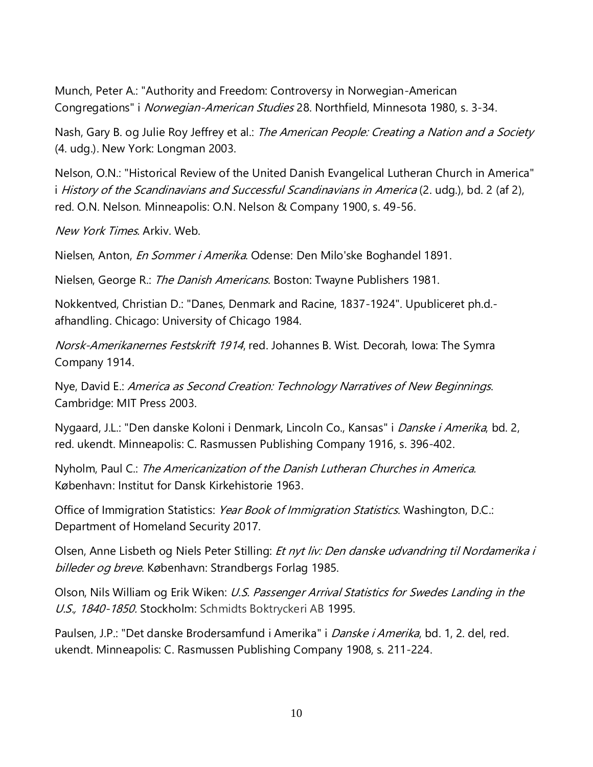Munch, Peter A.: "Authority and Freedom: Controversy in Norwegian-American Congregations" i *Norwegian-American Studies* 28. Northfield, Minnesota 1980, s. 3-34.

Nash, Gary B. og Julie Roy Jeffrey et al.: *The American People: Creating a Nation and a Society* (4. udg.). New York: Longman 2003.

Nelson, O.N.: "Historical Review of the United Danish Evangelical Lutheran Church in America" i *History of the Scandinavians and Successful Scandinavians in America* (2. udg.), bd. 2 (af 2), red. O.N. Nelson. Minneapolis: O.N. Nelson & Company 1900, s. 49-56.

*New York Times.* Arkiv. Web.

Nielsen, Anton, *En Sommer i Amerika*. Odense: Den Milo'ske Boghandel 1891.

Nielsen, George R.: *The Danish Americans*. Boston: Twayne Publishers 1981.

Nokkentved, Christian D.: "Danes, Denmark and Racine, 1837-1924". Upubliceret ph.d.-afhandling. Chicago: University of Chicago 1984.

*Norsk-Amerikanernes Festskrift 1914*, red. Johannes B. Wist. Decorah, Iowa: The Symra Company 1914.

Nye, David E.: *America as Second Creation: Technology Narratives of New Beginnings*. Cambridge: MIT Press 2003.

Nygaard, J.L.: "Den danske Koloni i Denmark, Lincoln Co., Kansas" i *Danske i Amerika*, bd. 2, red. ukendt. Minneapolis: C. Rasmussen Publishing Company 1916, s. 396-402.

Nyholm, Paul C.: *The Americanization of the Danish Lutheran Churches in America.* København: Institut for Dansk Kirkehistorie 1963.

Office of Immigration Statistics: *Year Book of Immigration Statistics*. Washington, D.C.: Department of Homeland Security 2017.

Olsen, Anne Lisbeth og Niels Peter Stilling: *Et nyt liv: Den danske udvandring til Nordamerika i billeder og breve*. København: Strandbergs Forlag 1985.

Olson, Nils William og Erik Wiken: *U.S. Passenger Arrival Statistics for Swedes Landing in the U.S., 1840-1850.* Stockholm: Schmidts Boktryckeri AB 1995.

Paulsen, J.P.: "Det danske Brodersamfund i Amerika" i *Danske i Amerika*, bd. 1, 2. del, red. ukendt. Minneapolis: C. Rasmussen Publishing Company 1908, s. 211-224.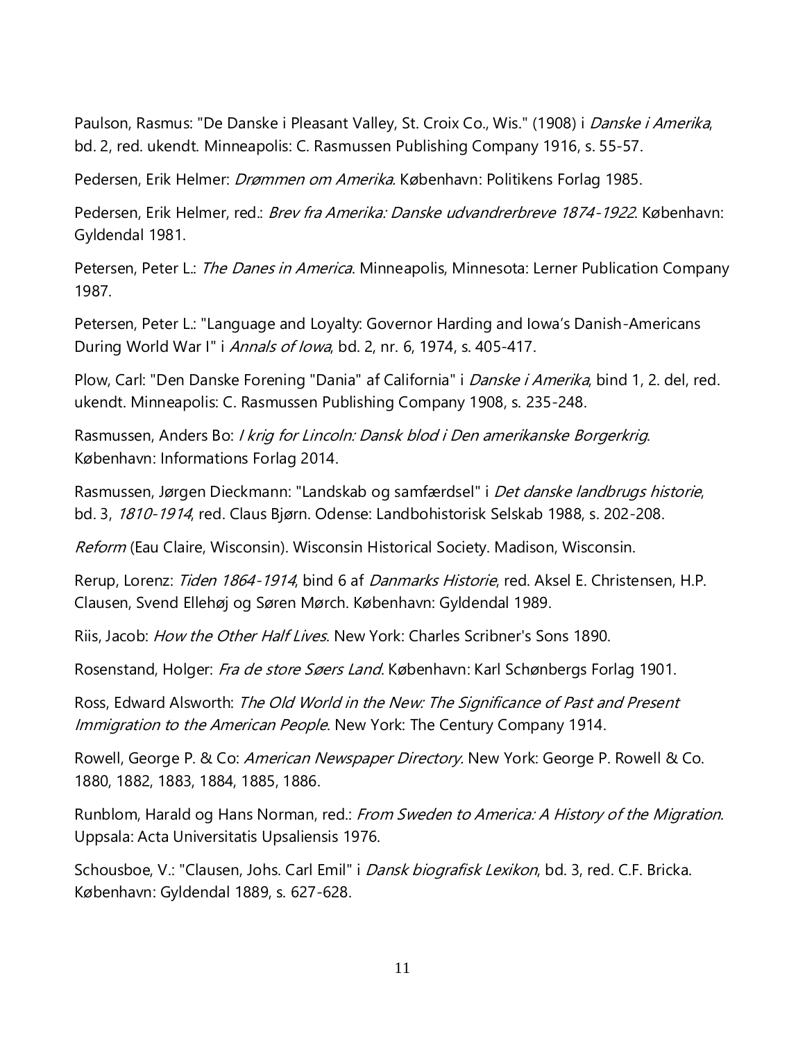Paulson, Rasmus: "De Danske i Pleasant Valley, St. Croix Co., Wis." (1908) i *Danske i Amerika*, bd. 2, red. ukendt. Minneapolis: C. Rasmussen Publishing Company 1916, s. 55-57.

Pedersen, Erik Helmer: *Drømmen om Amerika.* København: Politikens Forlag 1985.

Pedersen, Erik Helmer, red.: *Brev fra Amerika: Danske udvandrerbreve 1874-1922*. København: Gyldendal 1981.

Petersen, Peter L.: *The Danes in America*. Minneapolis, Minnesota: Lerner Publication Company 1987.

Petersen, Peter L.: "Language and Loyalty: Governor Harding and Iowa's Danish-Americans During World War I" i *Annals of Iowa*, bd. 2, nr. 6, 1974, s. 405-417.

Plow, Carl: "Den Danske Forening "Dania" af California" i *Danske i Amerika*, bind 1, 2. del, red. ukendt. Minneapolis: C. Rasmussen Publishing Company 1908, s. 235-248.

Rasmussen, Anders Bo: *I krig for Lincoln: Dansk blod i Den amerikanske Borgerkrig*. København: Informations Forlag 2014.

Rasmussen, Jørgen Dieckmann: "Landskab og samfærdsel" i *Det danske landbrugs historie*, bd. 3, *1810-1914*, red. Claus Bjørn. Odense: Landbohistorisk Selskab 1988, s. 202-208.

*Reform* (Eau Claire, Wisconsin). Wisconsin Historical Society. Madison, Wisconsin.

Rerup, Lorenz: *Tiden 1864-1914*, bind 6 af *Danmarks Historie*, red. Aksel E. Christensen, H.P. Clausen, Svend Ellehøj og Søren Mørch. København: Gyldendal 1989.

Riis, Jacob: *How the Other Half Lives*. New York: Charles Scribner's Sons 1890.

Rosenstand, Holger: *Fra de store Søers Land*. København: Karl Schønbergs Forlag 1901.

Ross, Edward Alsworth: *The Old World in the New: The Significance of Past and Present Immigration to the American People*. New York: The Century Company 1914.

Rowell, George P. & Co: *American Newspaper Directory.* New York: George P. Rowell & Co. 1880, 1882, 1883, 1884, 1885, 1886.

Runblom, Harald og Hans Norman, red.: *From Sweden to America: A History of the Migration*. Uppsala: Acta Universitatis Upsaliensis 1976.

Schousboe, V.: "Clausen, Johs. Carl Emil" i *Dansk biografisk Lexikon*, bd. 3, red. C.F. Bricka. København: Gyldendal 1889, s. 627-628.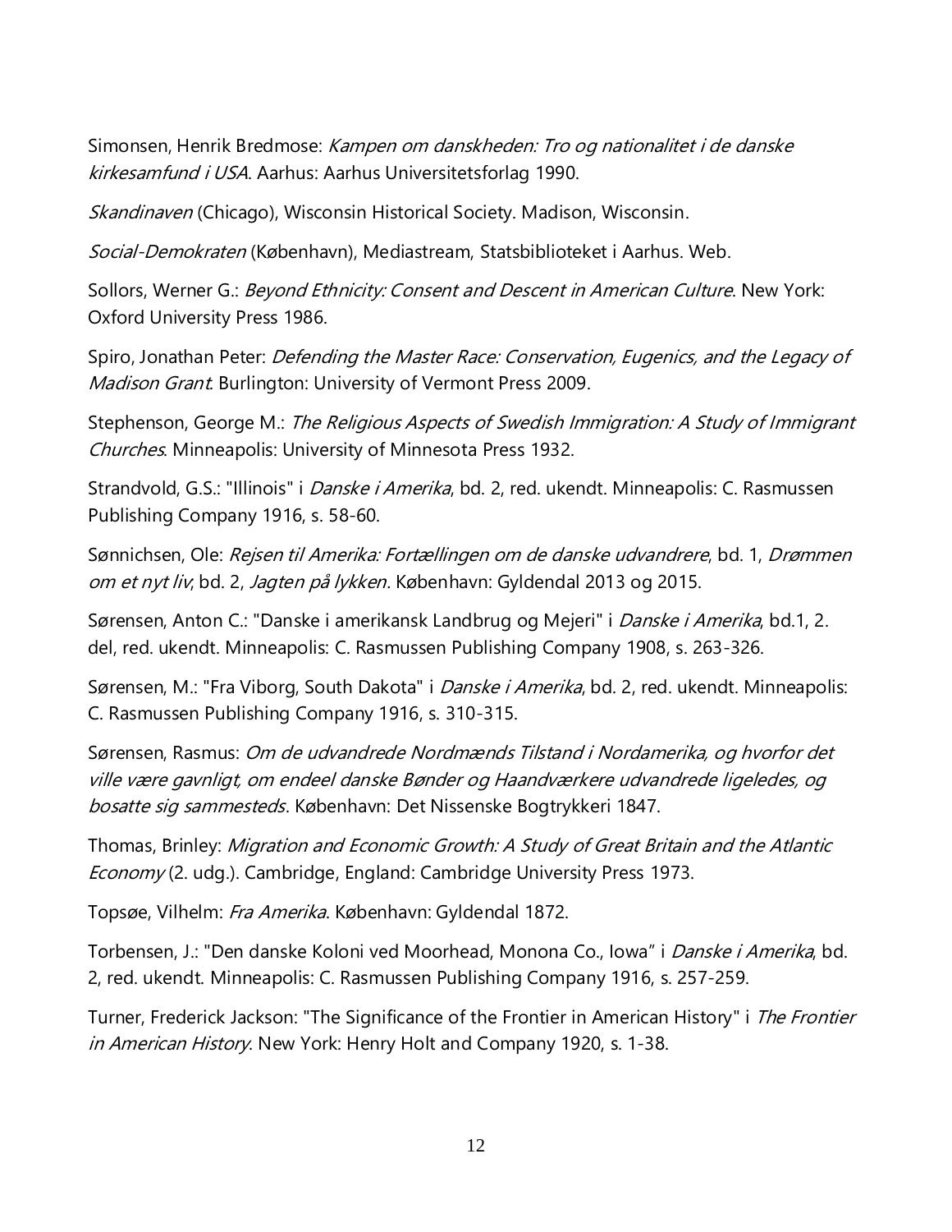Simonsen, Henrik Bredmose: *Kampen om danskheden: Tro og nationalitet i de danske kirkesamfund i USA*. Aarhus: Aarhus Universitetsforlag 1990.

*Skandinaven* (Chicago), Wisconsin Historical Society. Madison, Wisconsin.

*Social-Demokraten* (København), Mediastream, Statsbiblioteket i Aarhus. Web.

Sollors, Werner G.: *Beyond Ethnicity: Consent and Descent in American Culture*. New York: Oxford University Press 1986.

Spiro, Jonathan Peter: *Defending the Master Race: Conservation, Eugenics, and the Legacy of Madison Grant*. Burlington: University of Vermont Press 2009.

Stephenson, George M.: *The Religious Aspects of Swedish Immigration: A Study of Immigrant Churches*. Minneapolis: University of Minnesota Press 1932.

Strandvold, G.S.: "Illinois" i *Danske i Amerika*, bd. 2, red. ukendt. Minneapolis: C. Rasmussen Publishing Company 1916, s. 58-60.

Sønnichsen, Ole: *Rejsen til Amerika: Fortællingen om de danske udvandrere*, bd. 1, *Drømmen om et nyt liv*; bd. 2, *Jagten på lykken*. København: Gyldendal 2013 og 2015.

Sørensen, Anton C.: "Danske i amerikansk Landbrug og Mejeri" i *Danske i Amerika*, bd.1, 2. del, red. ukendt. Minneapolis: C. Rasmussen Publishing Company 1908, s. 263-326.

Sørensen, M.: "Fra Viborg, South Dakota" i *Danske i Amerika*, bd. 2, red. ukendt. Minneapolis: C. Rasmussen Publishing Company 1916, s. 310-315.

Sørensen, Rasmus: *Om de udvandrede Nordmænds Tilstand i Nordamerika, og hvorfor det ville være gavnligt, om endeel danske Bønder og Haandværkere udvandrede ligeledes, og bosatte sig sammesteds*. København: Det Nissenske Bogtrykkeri 1847.

Thomas, Brinley: *Migration and Economic Growth: A Study of Great Britain and the Atlantic Economy* (2. udg.). Cambridge, England: Cambridge University Press 1973.

Topsøe, Vilhelm: *Fra Amerika*. København: Gyldendal 1872.

Torbensen, J.: "Den danske Koloni ved Moorhead, Monona Co., Iowa" i *Danske i Amerika*, bd. 2, red. ukendt. Minneapolis: C. Rasmussen Publishing Company 1916, s. 257-259.

Turner, Frederick Jackson: "The Significance of the Frontier in American History" i *The Frontier in American History*. New York: Henry Holt and Company 1920, s. 1-38.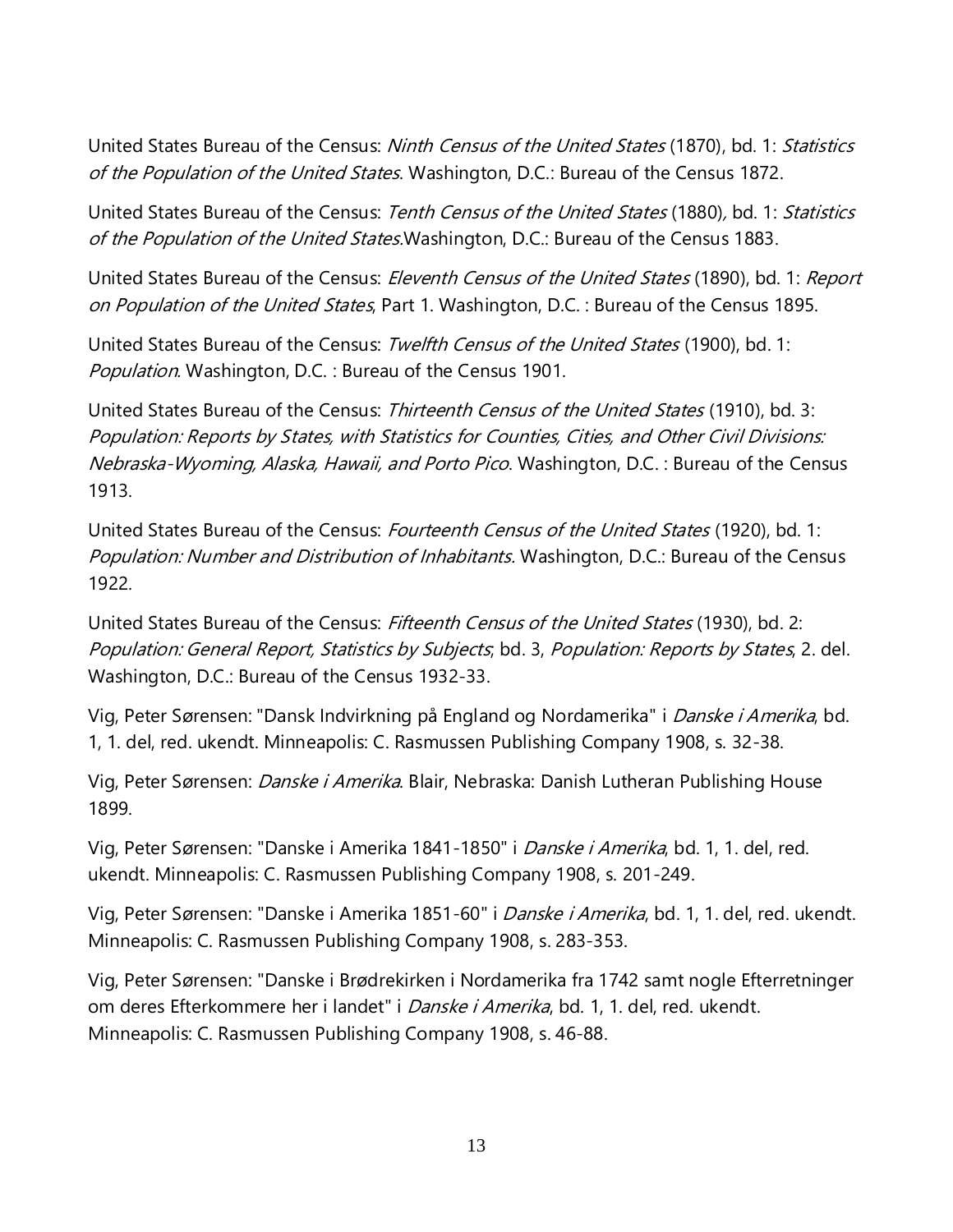United States Bureau of the Census: *Ninth Census of the United States* (1870), bd. 1: *Statistics of the Population of the United States*. Washington, D.C.: Bureau of the Census 1872.

United States Bureau of the Census: *Tenth Census of the United States* (1880), bd. 1: *Statistics of the Population of the United States*.Washington, D.C.: Bureau of the Census 1883.

United States Bureau of the Census: *Eleventh Census of the United States* (1890), bd. 1: *Report on Population of the United States*, Part 1. Washington, D.C. : Bureau of the Census 1895.

United States Bureau of the Census: *Twelfth Census of the United States* (1900), bd. 1: *Population*. Washington, D.C. : Bureau of the Census 1901.

United States Bureau of the Census: *Thirteenth Census of the United States* (1910), bd. 3: *Population: Reports by States, with Statistics for Counties, Cities, and Other Civil Divisions: Nebraska-Wyoming, Alaska, Hawaii, and Porto Pico*. Washington, D.C. : Bureau of the Census 1913.

United States Bureau of the Census: *Fourteenth Census of the United States* (1920), bd. 1: *Population: Number and Distribution of Inhabitants*. Washington, D.C.: Bureau of the Census 1922.

United States Bureau of the Census: *Fifteenth Census of the United States* (1930), bd. 2: *Population: General Report, Statistics by Subjects*; bd. 3, *Population: Reports by States*, 2. del. Washington, D.C.: Bureau of the Census 1932-33.

Vig, Peter Sørensen: "Dansk Indvirkning på England og Nordamerika" i *Danske i Amerika*, bd. 1, 1. del, red. ukendt. Minneapolis: C. Rasmussen Publishing Company 1908, s. 32-38.

Vig, Peter Sørensen: *Danske i Amerika*. Blair, Nebraska: Danish Lutheran Publishing House 1899.

Vig, Peter Sørensen: "Danske i Amerika 1841-1850" i *Danske i Amerika*, bd. 1, 1. del, red. ukendt. Minneapolis: C. Rasmussen Publishing Company 1908, s. 201-249.

Vig, Peter Sørensen: "Danske i Amerika 1851-60" i *Danske i Amerika*, bd. 1, 1. del, red. ukendt. Minneapolis: C. Rasmussen Publishing Company 1908, s. 283-353.

Vig, Peter Sørensen: "Danske i Brødrekirken i Nordamerika fra 1742 samt nogle Efterretninger om deres Efterkommere her i landet" i *Danske i Amerika*, bd. 1, 1. del, red. ukendt. Minneapolis: C. Rasmussen Publishing Company 1908, s. 46-88.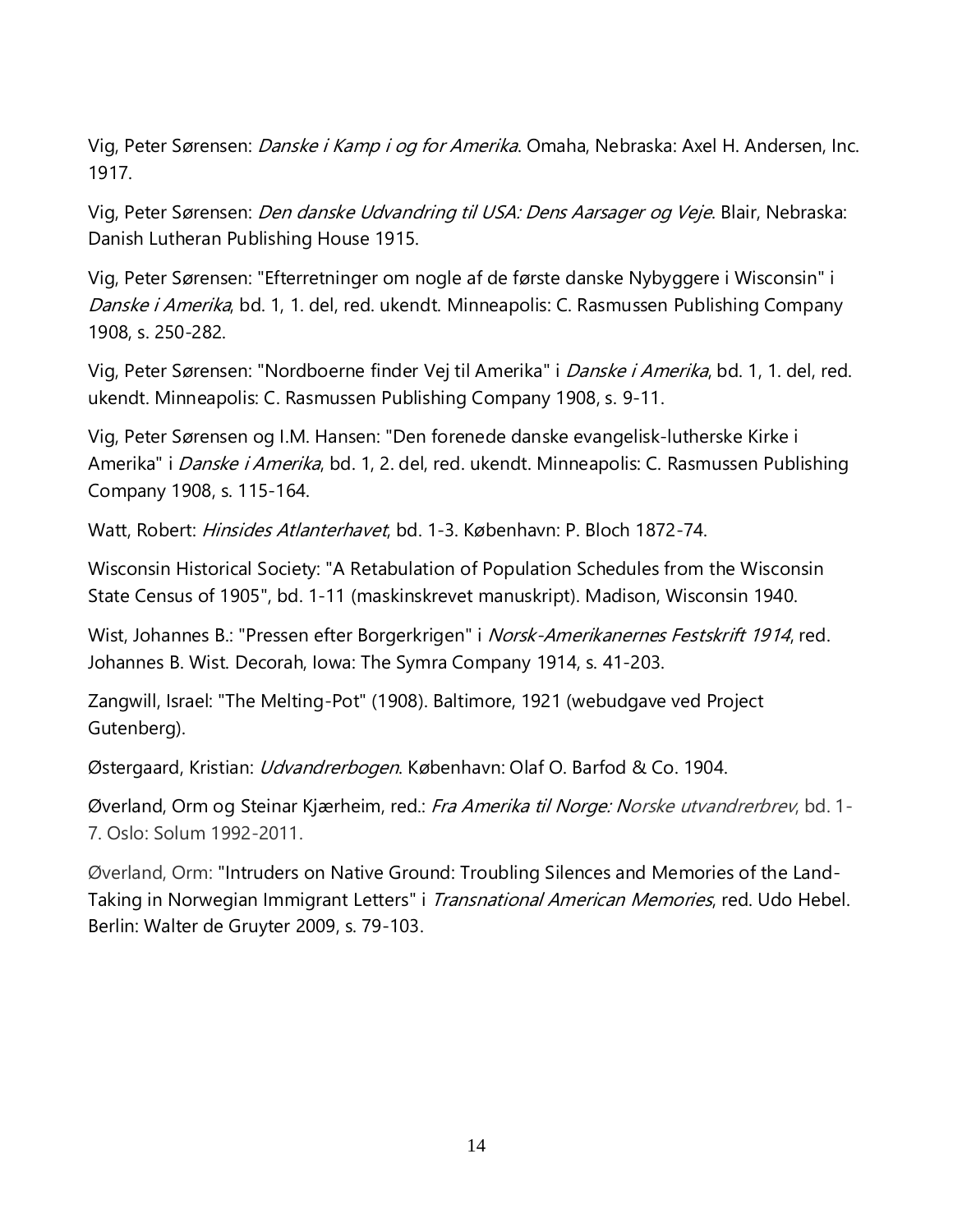Vig, Peter Sørensen: *Danske i Kamp i og for Amerika*. Omaha, Nebraska: Axel H. Andersen, Inc. 1917.

Vig, Peter Sørensen: *Den danske Udvandring til USA: Dens Aarsager og Veje*. Blair, Nebraska: Danish Lutheran Publishing House 1915.

Vig, Peter Sørensen: "Efterretninger om nogle af de første danske Nybyggere i Wisconsin" i *Danske i Amerika*, bd. 1, 1. del, red. ukendt. Minneapolis: C. Rasmussen Publishing Company 1908, s. 250-282.

Vig, Peter Sørensen: "Nordboerne finder Vej til Amerika" i *Danske i Amerika*, bd. 1, 1. del, red. ukendt. Minneapolis: C. Rasmussen Publishing Company 1908, s. 9-11.

Vig, Peter Sørensen og I.M. Hansen: "Den forenede danske evangelisk-lutherske Kirke i Amerika" i *Danske i Amerika*, bd. 1, 2. del, red. ukendt. Minneapolis: C. Rasmussen Publishing Company 1908, s. 115-164.

Watt, Robert: *Hinsides Atlanterhavet*, bd. 1-3. København: P. Bloch 1872-74.

Wisconsin Historical Society: "A Retabulation of Population Schedules from the Wisconsin State Census of 1905", bd. 1-11 (maskinskrevet manuskript). Madison, Wisconsin 1940.

Wist, Johannes B.: "Pressen efter Borgerkrigen" i *Norsk-Amerikanernes Festskrift 1914*, red. Johannes B. Wist. Decorah, Iowa: The Symra Company 1914, s. 41-203.

Zangwill, Israel: "The Melting-Pot" (1908). Baltimore, 1921 (webudgave ved Project Gutenberg).

Østergaard, Kristian: *Udvandrerbogen*. København: Olaf O. Barfod & Co. 1904.

Øverland, Orm og Steinar Kjærheim, red.: *Fra Amerika til Norge: Norske utvandrerbrev*, bd. 1-7. Oslo: Solum 1992-2011.

Øverland, Orm: "Intruders on Native Ground: Troubling Silences and Memories of the Land-Taking in Norwegian Immigrant Letters" i *Transnational American Memories*, red. Udo Hebel. Berlin: Walter de Gruyter 2009, s. 79-103.